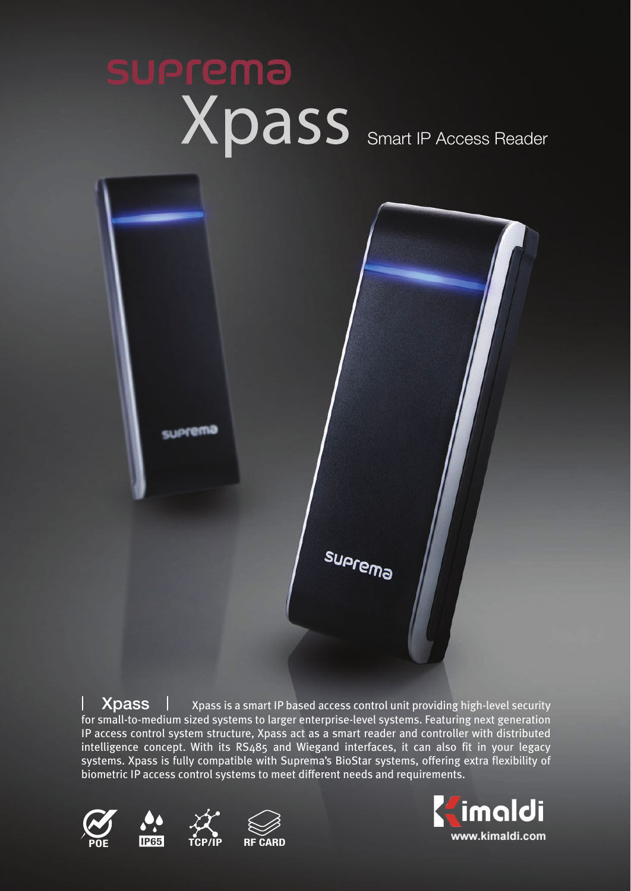# suprema Xpass

## Smart IP Access Reader

**Xpass** | Xpass is a smart IP based access control unit providing high-level security for small-to-medium sized systems to larger enterprise-level systems. Featuring next generation IP access control system structure, Xpass act as a smart reader and controller with distributed intelligence concept. With its RS485 and Wiegand interfaces, it can also fit in your legacy systems. Xpass is fully compatible with Suprema's BioStar systems, offering extra flexibility of biometric IP access control systems to meet different needs and requirements.

POE | IP65 | TCP/IP | RF CARD

Kimaldi
www.kimaldi.com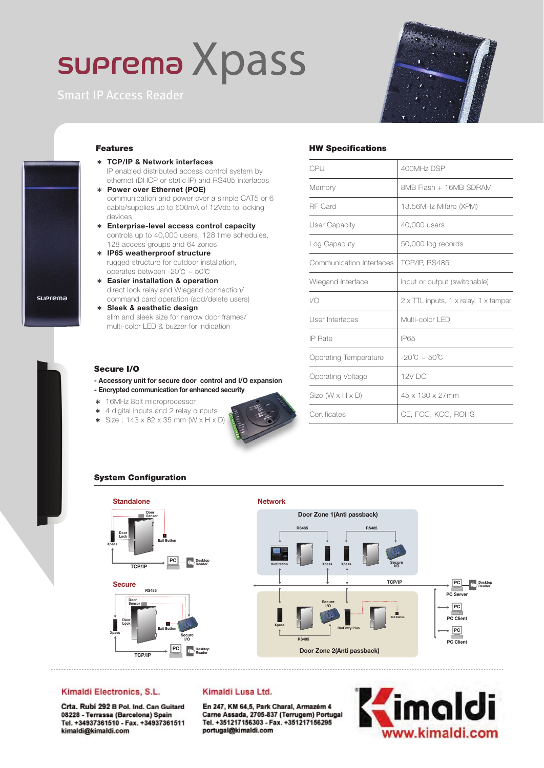# suprema Xpass

Smart IP Access Reader

## Features

* **TCP/IP & Network interfaces**
  IP enabled distributed access control system by ethernet (DHCP or static IP) and RS485 interfaces
* **Power over Ethernet (POE)**
  communication and power over a simple CAT5 or 6 cable/supplies up to 600mA of 12Vdc to locking devices
* **Enterprise-level access control capacity**
  controls up to 40,000 users, 128 time schedules, 128 access groups and 64 zones
* **IP65 weatherproof structure**
  rugged structure for outdoor installation, operates between -20℃ ~ 50℃
* **Easier installation & operation**
  direct lock relay and Wiegand connection/ command card operation (add/delete users)
* **Sleek & aesthetic design**
  slim and sleek size for narrow door frames/ multi-color LED & buzzer for indication

## HW Specifications

| | |
|---|---|
| CPU | 400MHz DSP |
| Memory | 8MB Flash + 16MB SDRAM |
| RF Card | 13.56MHz Mifare (XPM) |
| User Capacity | 40,000 users |
| Log Capacuty | 50,000 log records |
| Communication Interfaces | TCP/IP, RS485 |
| Wiegand Interface | Input or output (switchable) |
| I/O | 2 x TTL inputs, 1 x relay, 1 x tamper |
| User Interfaces | Multi-color LED |
| IP Rate | IP65 |
| Operating Temperature | -20℃ ~ 50℃ |
| Operating Voltage | 12V DC |
| Size (W x H x D) | 45 x 130 x 27mm |
| Certificates | CE, FCC, KCC, ROHS |

## Secure I/O

- **Accessory unit for secure door control and I/O expansion**
- **Encrypted communication for enhanced security**

* 16MHz 8bit microprocessor
* 4 digital inputs and 2 relay outputs
* Size : 143 x 82 x 35 mm (W x H x D)

## System Configuration

**Standalone**

Door Sensor, Door Lock, Xpass, Exit Button, TCP/IP, PC, Desktop Reader

**Secure**

RS485, Door Sensor, Door Lock, Xpass, Exit Button, Secure I/O, TCP/IP, PC, Desktop Reader

**Network**

Door Zone 1(Anti passback)

RS485, RS485, BioStation, Xpass, Xpass, Secure I/O

TCP/IP, PC, Desktop Reader, PC Server, PC, PC Client, PC, PC Client

Xpass, Secure I/O, BioEntry Plus, Exit Button, RS485

Door Zone 2(Anti passback)

---

**Kimaldi Electronics, S.L.**

Crta. Rubí 292 B Pol. Ind. Can Guitard
08228 - Terrassa (Barcelona) Spain
Tel. +34937361510 - Fax. +34937361511
kimaldi@kimaldi.com

**Kimaldi Lusa Ltd.**

En 247, KM 64,5, Park Charal, Armazém 4
Carne Assada, 2705-837 (Terrugem) Portugal
Tel. +351217156303 - Fax. +351217156295
portugal@kimaldi.com

Kimaldi
www.kimaldi.com